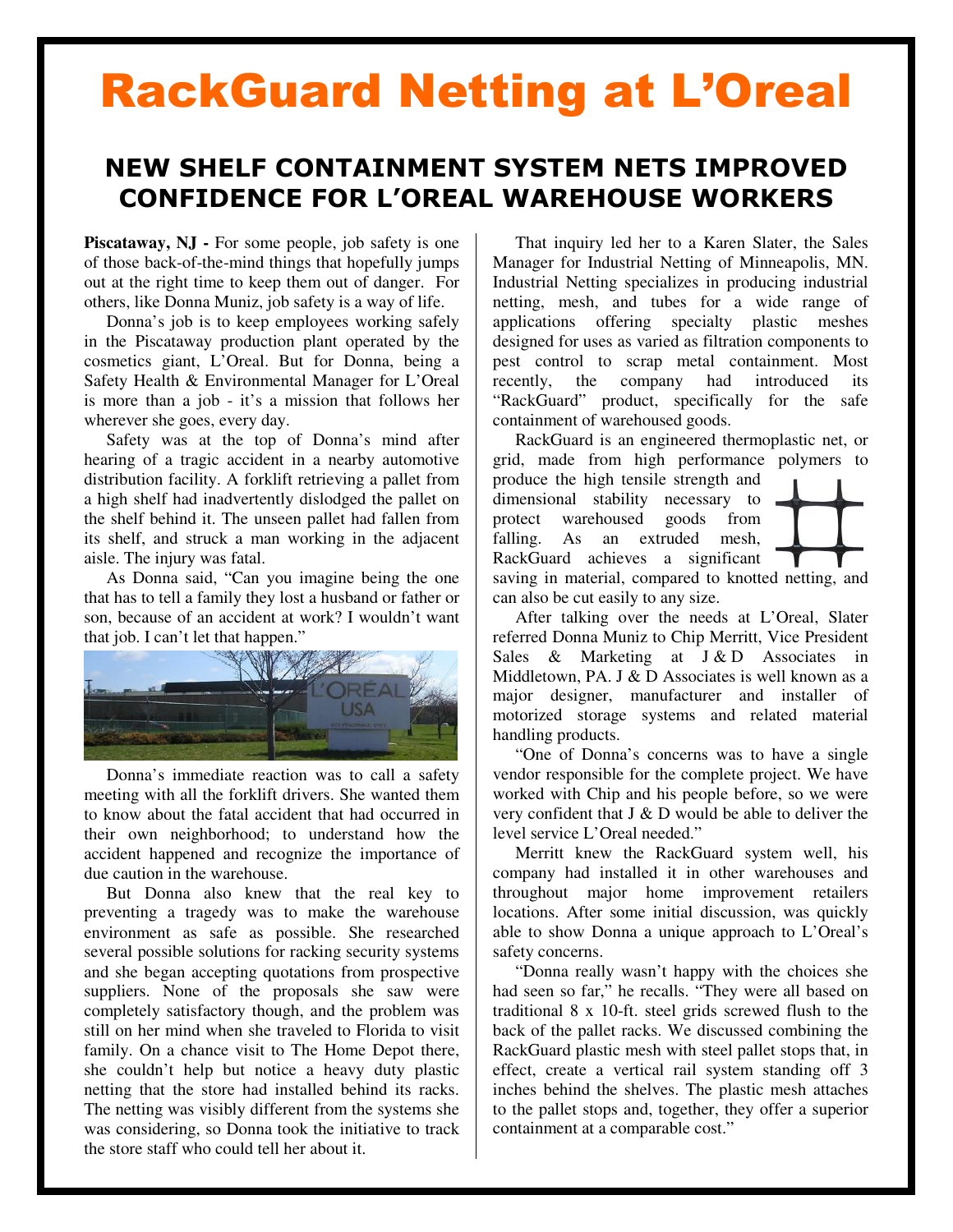# RackGuard Netting at L'Oreal

## NEW SHELF CONTAINMENT SYSTEM NETS IMPROVED CONFIDENCE FOR L'OREAL WAREHOUSE WORKERS

**Piscataway, NJ -** For some people, job safety is one of those back-of-the-mind things that hopefully jumps out at the right time to keep them out of danger. For others, like Donna Muniz, job safety is a way of life.

Donna's job is to keep employees working safely in the Piscataway production plant operated by the cosmetics giant, L'Oreal. But for Donna, being a Safety Health & Environmental Manager for L'Oreal is more than a job - it's a mission that follows her wherever she goes, every day.

Safety was at the top of Donna's mind after hearing of a tragic accident in a nearby automotive distribution facility. A forklift retrieving a pallet from a high shelf had inadvertently dislodged the pallet on the shelf behind it. The unseen pallet had fallen from its shelf, and struck a man working in the adjacent aisle. The injury was fatal.

As Donna said, "Can you imagine being the one that has to tell a family they lost a husband or father or son, because of an accident at work? I wouldn't want that job. I can't let that happen."

Donna's immediate reaction was to call a safety meeting with all the forklift drivers. She wanted them to know about the fatal accident that had occurred in their own neighborhood; to understand how the accident happened and recognize the importance of due caution in the warehouse.

But Donna also knew that the real key to preventing a tragedy was to make the warehouse environment as safe as possible. She researched several possible solutions for racking security systems and she began accepting quotations from prospective suppliers. None of the proposals she saw were completely satisfactory though, and the problem was still on her mind when she traveled to Florida to visit family. On a chance visit to The Home Depot there, she couldn't help but notice a heavy duty plastic netting that the store had installed behind its racks. The netting was visibly different from the systems she was considering, so Donna took the initiative to track the store staff who could tell her about it.

That inquiry led her to a Karen Slater, the Sales Manager for Industrial Netting of Minneapolis, MN. Industrial Netting specializes in producing industrial netting, mesh, and tubes for a wide range of applications offering specialty plastic meshes designed for uses as varied as filtration components to pest control to scrap metal containment. Most recently, the company had introduced its "RackGuard" product, specifically for the safe containment of warehoused goods.

RackGuard is an engineered thermoplastic net, or grid, made from high performance polymers to produce the high tensile strength and dimensional stability necessary to protect warehoused goods from falling. As an extruded mesh, RackGuard achieves a significant saving in material, compared to knotted netting, and can also be cut easily to any size.

After talking over the needs at L'Oreal, Slater referred Donna Muniz to Chip Merritt, Vice President Sales & Marketing at J & D Associates in Middletown, PA. J & D Associates is well known as a major designer, manufacturer and installer of motorized storage systems and related material handling products.

"One of Donna's concerns was to have a single vendor responsible for the complete project. We have worked with Chip and his people before, so we were very confident that J & D would be able to deliver the level service L'Oreal needed."

Merritt knew the RackGuard system well, his company had installed it in other warehouses and throughout major home improvement retailers locations. After some initial discussion, was quickly able to show Donna a unique approach to L'Oreal's safety concerns.

"Donna really wasn't happy with the choices she had seen so far," he recalls. "They were all based on traditional 8 x 10-ft. steel grids screwed flush to the back of the pallet racks. We discussed combining the RackGuard plastic mesh with steel pallet stops that, in effect, create a vertical rail system standing off 3 inches behind the shelves. The plastic mesh attaches to the pallet stops and, together, they offer a superior containment at a comparable cost."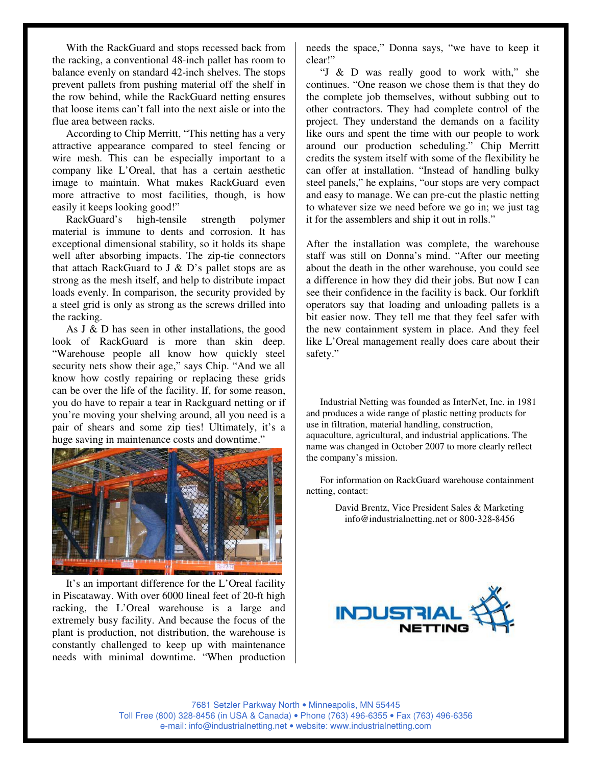With the RackGuard and stops recessed back from the racking, a conventional 48-inch pallet has room to balance evenly on standard 42-inch shelves. The stops prevent pallets from pushing material off the shelf in the row behind, while the RackGuard netting ensures that loose items can't fall into the next aisle or into the flue area between racks.

According to Chip Merritt, "This netting has a very attractive appearance compared to steel fencing or wire mesh. This can be especially important to a company like L'Oreal, that has a certain aesthetic image to maintain. What makes RackGuard even more attractive to most facilities, though, is how easily it keeps looking good!"

RackGuard's high-tensile strength polymer material is immune to dents and corrosion. It has exceptional dimensional stability, so it holds its shape well after absorbing impacts. The zip-tie connectors that attach RackGuard to J & D's pallet stops are as strong as the mesh itself, and help to distribute impact loads evenly. In comparison, the security provided by a steel grid is only as strong as the screws drilled into the racking.

As J & D has seen in other installations, the good look of RackGuard is more than skin deep. "Warehouse people all know how quickly steel security nets show their age," says Chip. "And we all know how costly repairing or replacing these grids can be over the life of the facility. If, for some reason, you do have to repair a tear in Rackguard netting or if you're moving your shelving around, all you need is a pair of shears and some zip ties! Ultimately, it's a huge saving in maintenance costs and downtime."

It's an important difference for the L'Oreal facility in Piscataway. With over 6000 lineal feet of 20-ft high racking, the L'Oreal warehouse is a large and extremely busy facility. And because the focus of the plant is production, not distribution, the warehouse is constantly challenged to keep up with maintenance needs with minimal downtime. "When production needs the space," Donna says, "we have to keep it clear!"

"J & D was really good to work with," she continues. "One reason we chose them is that they do the complete job themselves, without subbing out to other contractors. They had complete control of the project. They understand the demands on a facility like ours and spent the time with our people to work around our production scheduling." Chip Merritt credits the system itself with some of the flexibility he can offer at installation. "Instead of handling bulky steel panels," he explains, "our stops are very compact and easy to manage. We can pre-cut the plastic netting to whatever size we need before we go in; we just tag it for the assemblers and ship it out in rolls."

After the installation was complete, the warehouse staff was still on Donna's mind. "After our meeting about the death in the other warehouse, you could see a difference in how they did their jobs. But now I can see their confidence in the facility is back. Our forklift operators say that loading and unloading pallets is a bit easier now. They tell me that they feel safer with the new containment system in place. And they feel like L'Oreal management really does care about their safety."

Industrial Netting was founded as InterNet, Inc. in 1981 and produces a wide range of plastic netting products for use in filtration, material handling, construction, aquaculture, agricultural, and industrial applications. The name was changed in October 2007 to more clearly reflect the company's mission.

For information on RackGuard warehouse containment netting, contact:

David Brentz, Vice President Sales & Marketing
info@industrialnetting.net or 800-328-8456

INDUSTRIAL NETTING

7681 Setzler Parkway North • Minneapolis, MN 55445
Toll Free (800) 328-8456 (in USA & Canada) • Phone (763) 496-6355 • Fax (763) 496-6356
e-mail: info@industrialnetting.net • website: www.industrialnetting.com